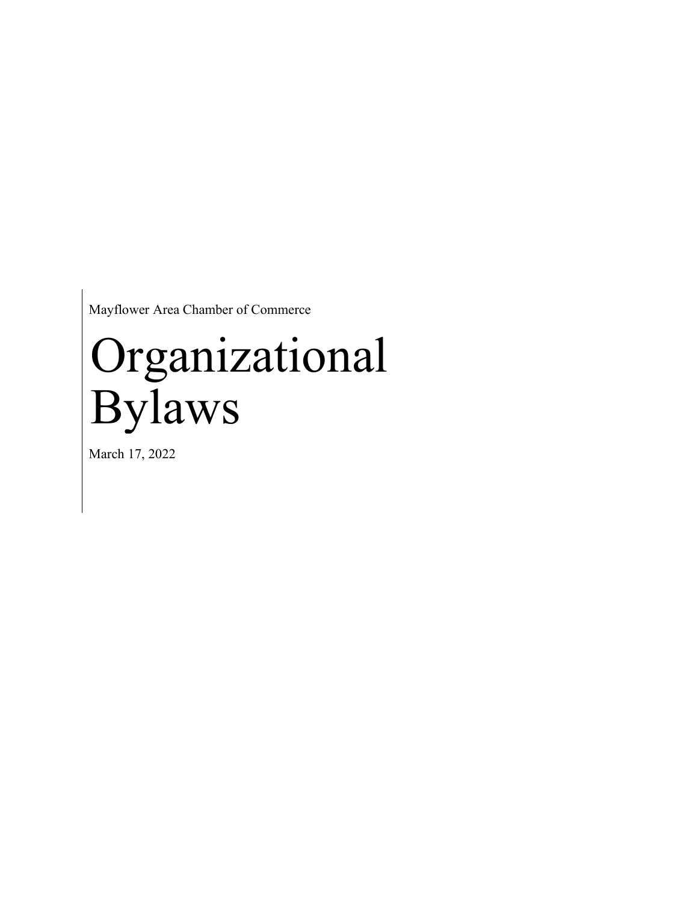Mayflower Area Chamber of Commerce

# Organizational Bylaws

March 17, 2022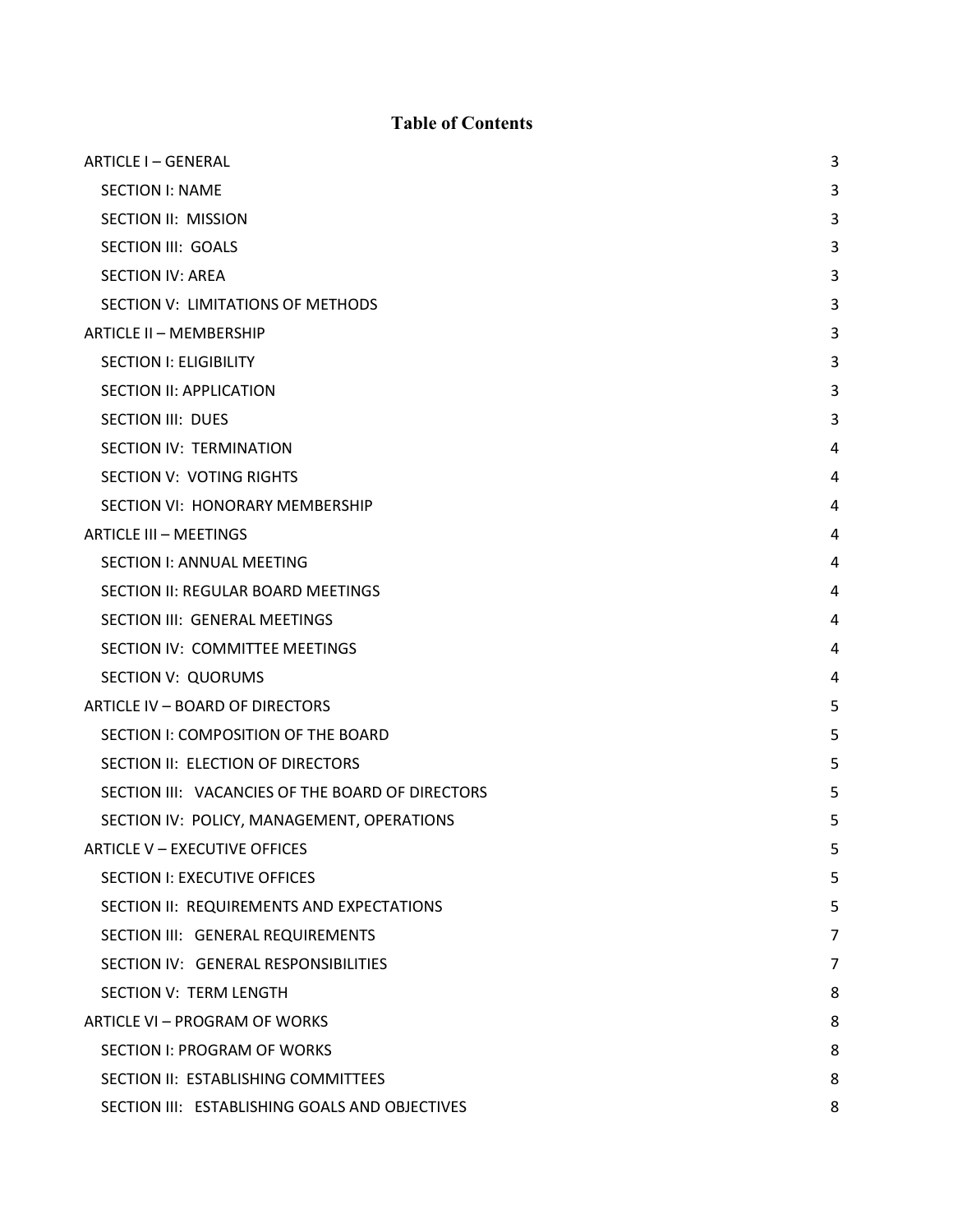# Table of Contents

| | |
|---|---|
| ARTICLE I – GENERAL | 3 |
| SECTION I: NAME | 3 |
| SECTION II: MISSION | 3 |
| SECTION III: GOALS | 3 |
| SECTION IV: AREA | 3 |
| SECTION V: LIMITATIONS OF METHODS | 3 |
| ARTICLE II – MEMBERSHIP | 3 |
| SECTION I: ELIGIBILITY | 3 |
| SECTION II: APPLICATION | 3 |
| SECTION III: DUES | 3 |
| SECTION IV: TERMINATION | 4 |
| SECTION V: VOTING RIGHTS | 4 |
| SECTION VI: HONORARY MEMBERSHIP | 4 |
| ARTICLE III – MEETINGS | 4 |
| SECTION I: ANNUAL MEETING | 4 |
| SECTION II: REGULAR BOARD MEETINGS | 4 |
| SECTION III: GENERAL MEETINGS | 4 |
| SECTION IV: COMMITTEE MEETINGS | 4 |
| SECTION V: QUORUMS | 4 |
| ARTICLE IV – BOARD OF DIRECTORS | 5 |
| SECTION I: COMPOSITION OF THE BOARD | 5 |
| SECTION II: ELECTION OF DIRECTORS | 5 |
| SECTION III: VACANCIES OF THE BOARD OF DIRECTORS | 5 |
| SECTION IV: POLICY, MANAGEMENT, OPERATIONS | 5 |
| ARTICLE V – EXECUTIVE OFFICES | 5 |
| SECTION I: EXECUTIVE OFFICES | 5 |
| SECTION II: REQUIREMENTS AND EXPECTATIONS | 5 |
| SECTION III: GENERAL REQUIREMENTS | 7 |
| SECTION IV: GENERAL RESPONSIBILITIES | 7 |
| SECTION V: TERM LENGTH | 8 |
| ARTICLE VI – PROGRAM OF WORKS | 8 |
| SECTION I: PROGRAM OF WORKS | 8 |
| SECTION II: ESTABLISHING COMMITTEES | 8 |
| SECTION III: ESTABLISHING GOALS AND OBJECTIVES | 8 |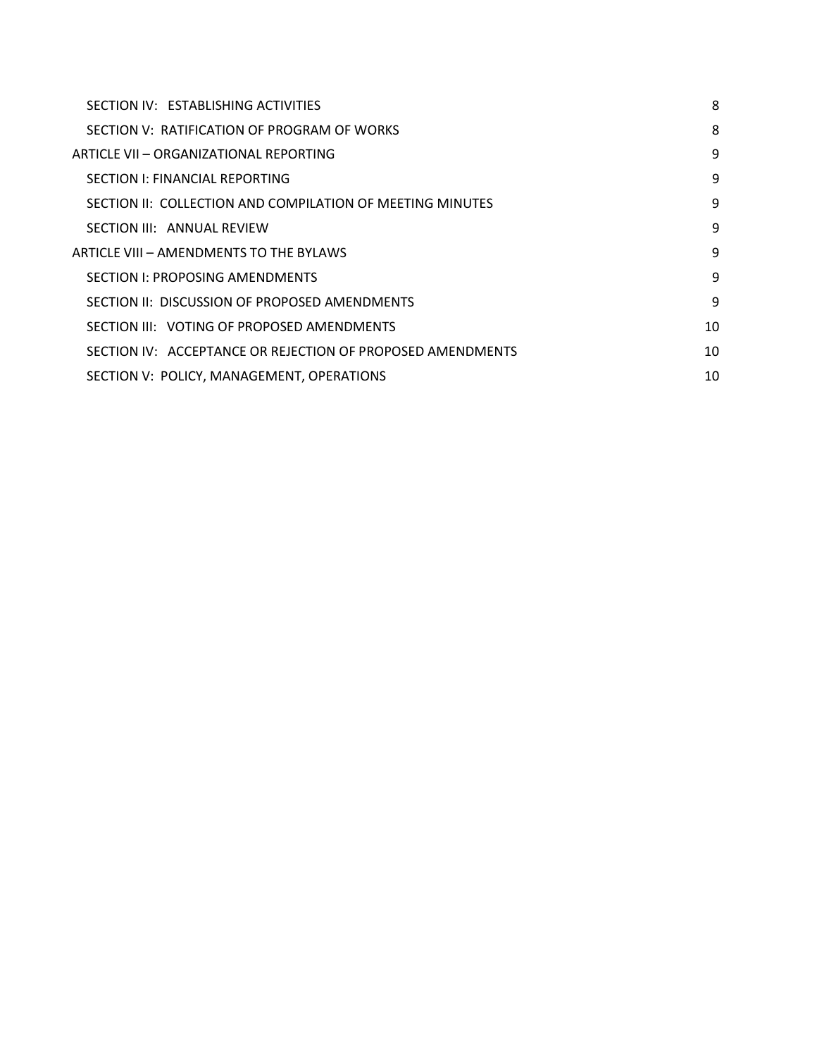SECTION IV: ESTABLISHING ACTIVITIES 8

SECTION V: RATIFICATION OF PROGRAM OF WORKS 8

ARTICLE VII – ORGANIZATIONAL REPORTING 9

SECTION I: FINANCIAL REPORTING 9

SECTION II: COLLECTION AND COMPILATION OF MEETING MINUTES 9

SECTION III: ANNUAL REVIEW 9

ARTICLE VIII – AMENDMENTS TO THE BYLAWS 9

SECTION I: PROPOSING AMENDMENTS 9

SECTION II: DISCUSSION OF PROPOSED AMENDMENTS 9

SECTION III: VOTING OF PROPOSED AMENDMENTS 10

SECTION IV: ACCEPTANCE OR REJECTION OF PROPOSED AMENDMENTS 10

SECTION V: POLICY, MANAGEMENT, OPERATIONS 10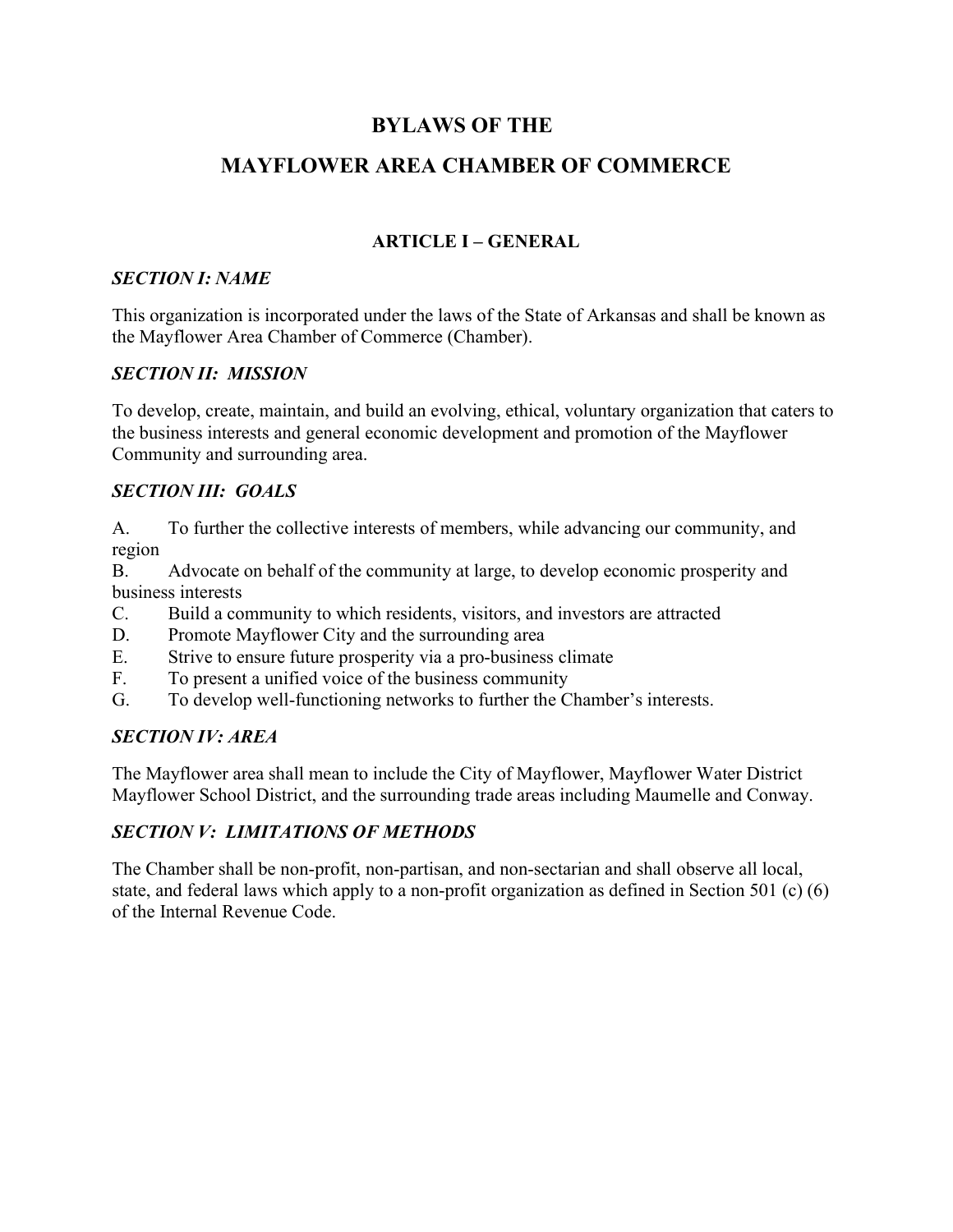# BYLAWS OF THE

# MAYFLOWER AREA CHAMBER OF COMMERCE

## ARTICLE I – GENERAL

### *SECTION I: NAME*

This organization is incorporated under the laws of the State of Arkansas and shall be known as the Mayflower Area Chamber of Commerce (Chamber).

### *SECTION II: MISSION*

To develop, create, maintain, and build an evolving, ethical, voluntary organization that caters to the business interests and general economic development and promotion of the Mayflower Community and surrounding area.

### *SECTION III: GOALS*

A. To further the collective interests of members, while advancing our community, and region
B. Advocate on behalf of the community at large, to develop economic prosperity and business interests
C. Build a community to which residents, visitors, and investors are attracted
D. Promote Mayflower City and the surrounding area
E. Strive to ensure future prosperity via a pro-business climate
F. To present a unified voice of the business community
G. To develop well-functioning networks to further the Chamber's interests.

### *SECTION IV: AREA*

The Mayflower area shall mean to include the City of Mayflower, Mayflower Water District Mayflower School District, and the surrounding trade areas including Maumelle and Conway.

### *SECTION V: LIMITATIONS OF METHODS*

The Chamber shall be non-profit, non-partisan, and non-sectarian and shall observe all local, state, and federal laws which apply to a non-profit organization as defined in Section 501 (c) (6) of the Internal Revenue Code.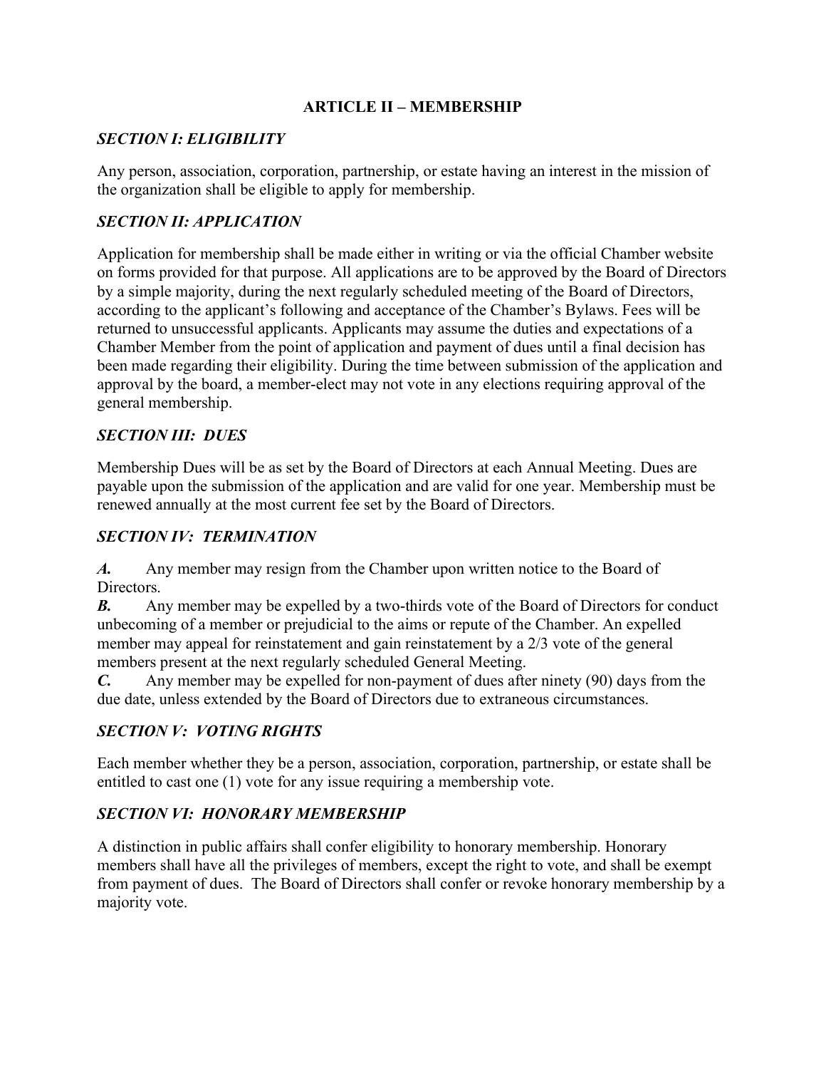## ARTICLE II – MEMBERSHIP

### *SECTION I: ELIGIBILITY*

Any person, association, corporation, partnership, or estate having an interest in the mission of the organization shall be eligible to apply for membership.

### *SECTION II: APPLICATION*

Application for membership shall be made either in writing or via the official Chamber website on forms provided for that purpose. All applications are to be approved by the Board of Directors by a simple majority, during the next regularly scheduled meeting of the Board of Directors, according to the applicant's following and acceptance of the Chamber's Bylaws. Fees will be returned to unsuccessful applicants. Applicants may assume the duties and expectations of a Chamber Member from the point of application and payment of dues until a final decision has been made regarding their eligibility. During the time between submission of the application and approval by the board, a member-elect may not vote in any elections requiring approval of the general membership.

### *SECTION III: DUES*

Membership Dues will be as set by the Board of Directors at each Annual Meeting. Dues are payable upon the submission of the application and are valid for one year. Membership must be renewed annually at the most current fee set by the Board of Directors.

### *SECTION IV: TERMINATION*

***A.*** Any member may resign from the Chamber upon written notice to the Board of Directors.

***B.*** Any member may be expelled by a two-thirds vote of the Board of Directors for conduct unbecoming of a member or prejudicial to the aims or repute of the Chamber. An expelled member may appeal for reinstatement and gain reinstatement by a 2/3 vote of the general members present at the next regularly scheduled General Meeting.

***C.*** Any member may be expelled for non-payment of dues after ninety (90) days from the due date, unless extended by the Board of Directors due to extraneous circumstances.

### *SECTION V: VOTING RIGHTS*

Each member whether they be a person, association, corporation, partnership, or estate shall be entitled to cast one (1) vote for any issue requiring a membership vote.

### *SECTION VI: HONORARY MEMBERSHIP*

A distinction in public affairs shall confer eligibility to honorary membership. Honorary members shall have all the privileges of members, except the right to vote, and shall be exempt from payment of dues. The Board of Directors shall confer or revoke honorary membership by a majority vote.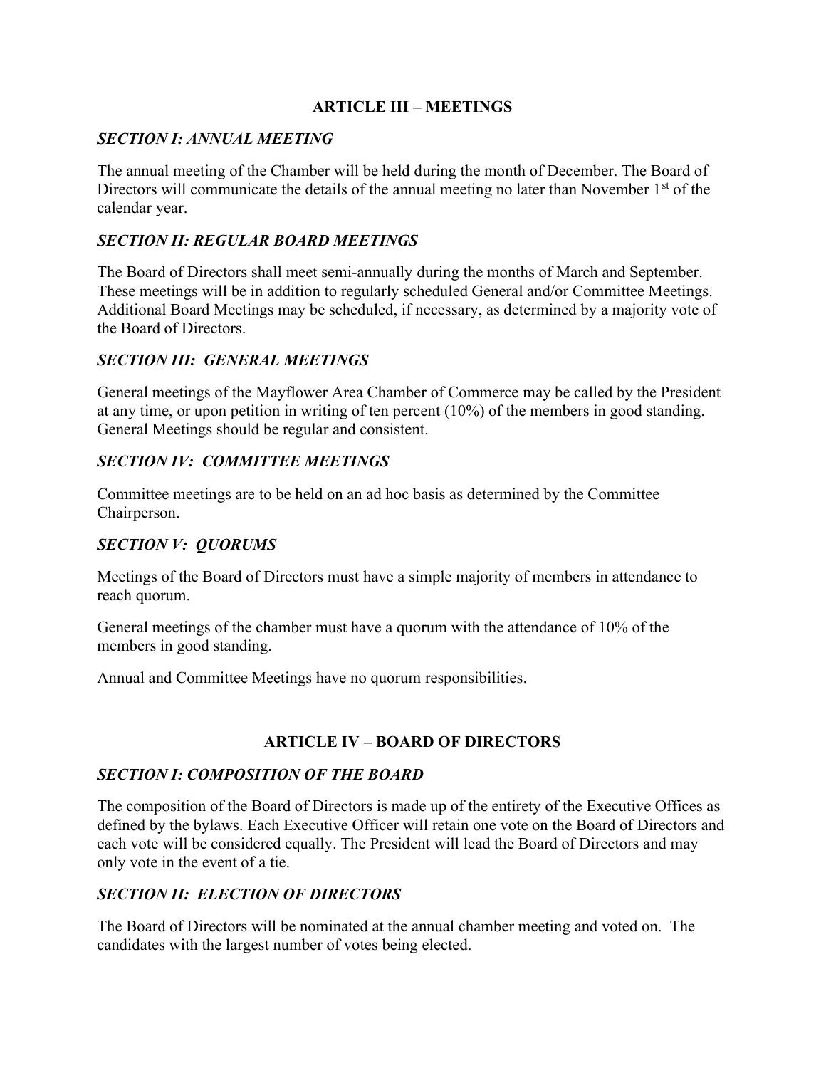## ARTICLE III – MEETINGS

### *SECTION I: ANNUAL MEETING*

The annual meeting of the Chamber will be held during the month of December. The Board of Directors will communicate the details of the annual meeting no later than November 1st of the calendar year.

### *SECTION II: REGULAR BOARD MEETINGS*

The Board of Directors shall meet semi-annually during the months of March and September. These meetings will be in addition to regularly scheduled General and/or Committee Meetings. Additional Board Meetings may be scheduled, if necessary, as determined by a majority vote of the Board of Directors.

### *SECTION III: GENERAL MEETINGS*

General meetings of the Mayflower Area Chamber of Commerce may be called by the President at any time, or upon petition in writing of ten percent (10%) of the members in good standing. General Meetings should be regular and consistent.

### *SECTION IV: COMMITTEE MEETINGS*

Committee meetings are to be held on an ad hoc basis as determined by the Committee Chairperson.

### *SECTION V: QUORUMS*

Meetings of the Board of Directors must have a simple majority of members in attendance to reach quorum.

General meetings of the chamber must have a quorum with the attendance of 10% of the members in good standing.

Annual and Committee Meetings have no quorum responsibilities.

## ARTICLE IV – BOARD OF DIRECTORS

### *SECTION I: COMPOSITION OF THE BOARD*

The composition of the Board of Directors is made up of the entirety of the Executive Offices as defined by the bylaws. Each Executive Officer will retain one vote on the Board of Directors and each vote will be considered equally. The President will lead the Board of Directors and may only vote in the event of a tie.

### *SECTION II: ELECTION OF DIRECTORS*

The Board of Directors will be nominated at the annual chamber meeting and voted on. The candidates with the largest number of votes being elected.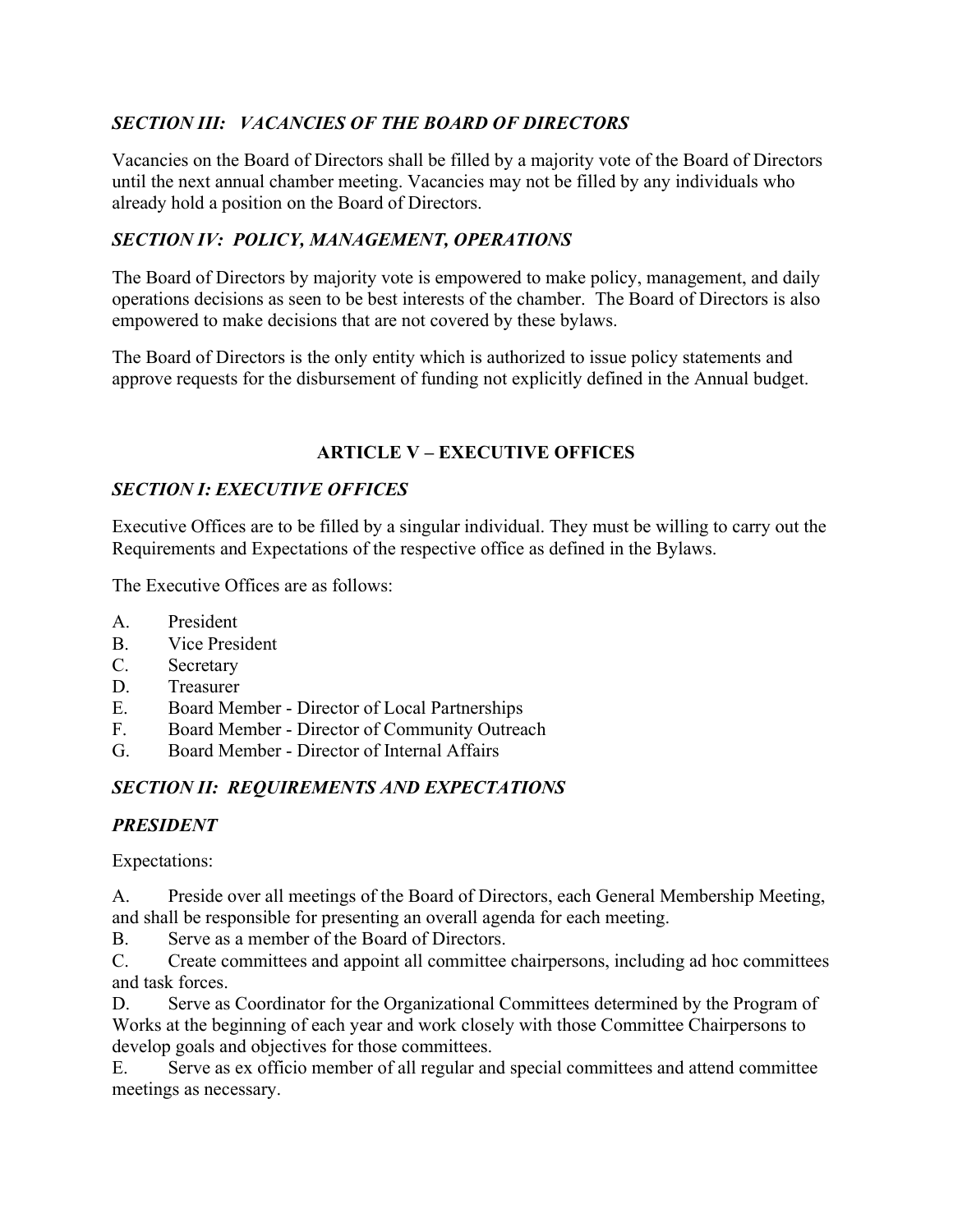### *SECTION III: VACANCIES OF THE BOARD OF DIRECTORS*

Vacancies on the Board of Directors shall be filled by a majority vote of the Board of Directors until the next annual chamber meeting. Vacancies may not be filled by any individuals who already hold a position on the Board of Directors.

### *SECTION IV: POLICY, MANAGEMENT, OPERATIONS*

The Board of Directors by majority vote is empowered to make policy, management, and daily operations decisions as seen to be best interests of the chamber. The Board of Directors is also empowered to make decisions that are not covered by these bylaws.

The Board of Directors is the only entity which is authorized to issue policy statements and approve requests for the disbursement of funding not explicitly defined in the Annual budget.

## ARTICLE V – EXECUTIVE OFFICES

### *SECTION I: EXECUTIVE OFFICES*

Executive Offices are to be filled by a singular individual. They must be willing to carry out the Requirements and Expectations of the respective office as defined in the Bylaws.

The Executive Offices are as follows:

A. President
B. Vice President
C. Secretary
D. Treasurer
E. Board Member - Director of Local Partnerships
F. Board Member - Director of Community Outreach
G. Board Member - Director of Internal Affairs

### *SECTION II: REQUIREMENTS AND EXPECTATIONS*

### *PRESIDENT*

Expectations:

A. Preside over all meetings of the Board of Directors, each General Membership Meeting, and shall be responsible for presenting an overall agenda for each meeting.
B. Serve as a member of the Board of Directors.
C. Create committees and appoint all committee chairpersons, including ad hoc committees and task forces.
D. Serve as Coordinator for the Organizational Committees determined by the Program of Works at the beginning of each year and work closely with those Committee Chairpersons to develop goals and objectives for those committees.
E. Serve as ex officio member of all regular and special committees and attend committee meetings as necessary.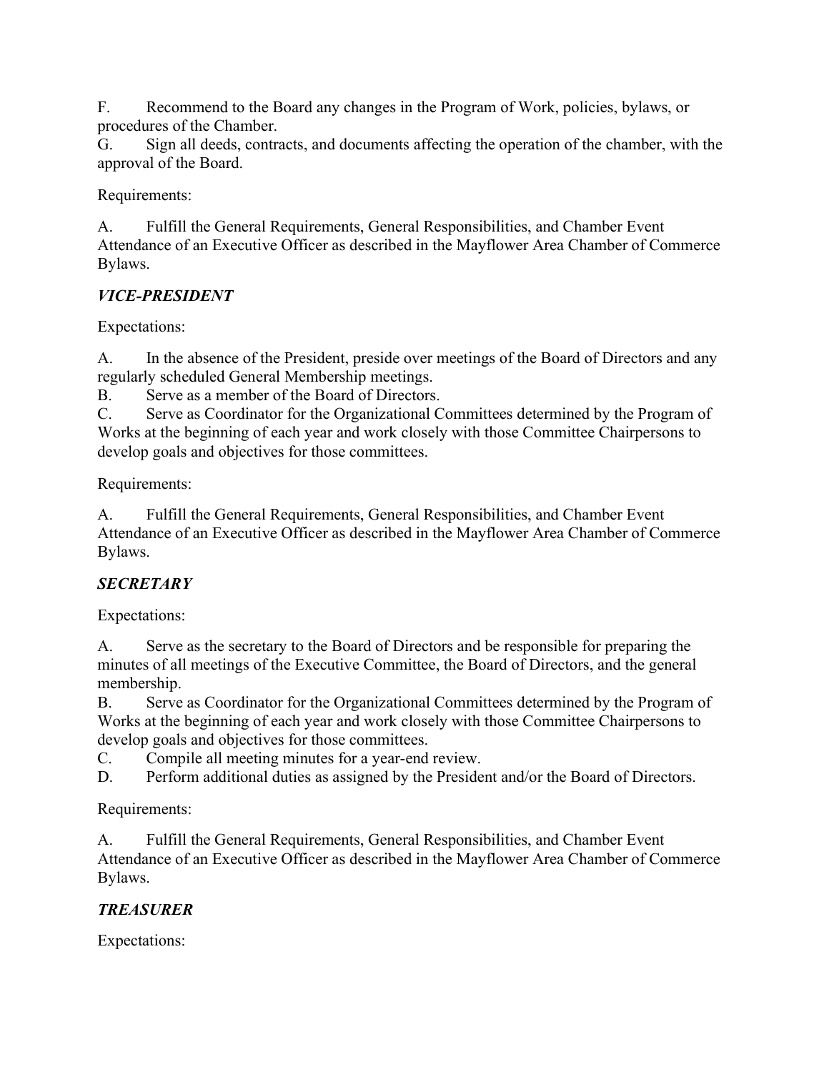F. Recommend to the Board any changes in the Program of Work, policies, bylaws, or procedures of the Chamber.
G. Sign all deeds, contracts, and documents affecting the operation of the chamber, with the approval of the Board.

Requirements:

A. Fulfill the General Requirements, General Responsibilities, and Chamber Event Attendance of an Executive Officer as described in the Mayflower Area Chamber of Commerce Bylaws.

### *VICE-PRESIDENT*

Expectations:

A. In the absence of the President, preside over meetings of the Board of Directors and any regularly scheduled General Membership meetings.
B. Serve as a member of the Board of Directors.
C. Serve as Coordinator for the Organizational Committees determined by the Program of Works at the beginning of each year and work closely with those Committee Chairpersons to develop goals and objectives for those committees.

Requirements:

A. Fulfill the General Requirements, General Responsibilities, and Chamber Event Attendance of an Executive Officer as described in the Mayflower Area Chamber of Commerce Bylaws.

### *SECRETARY*

Expectations:

A. Serve as the secretary to the Board of Directors and be responsible for preparing the minutes of all meetings of the Executive Committee, the Board of Directors, and the general membership.
B. Serve as Coordinator for the Organizational Committees determined by the Program of Works at the beginning of each year and work closely with those Committee Chairpersons to develop goals and objectives for those committees.
C. Compile all meeting minutes for a year-end review.
D. Perform additional duties as assigned by the President and/or the Board of Directors.

Requirements:

A. Fulfill the General Requirements, General Responsibilities, and Chamber Event Attendance of an Executive Officer as described in the Mayflower Area Chamber of Commerce Bylaws.

### *TREASURER*

Expectations: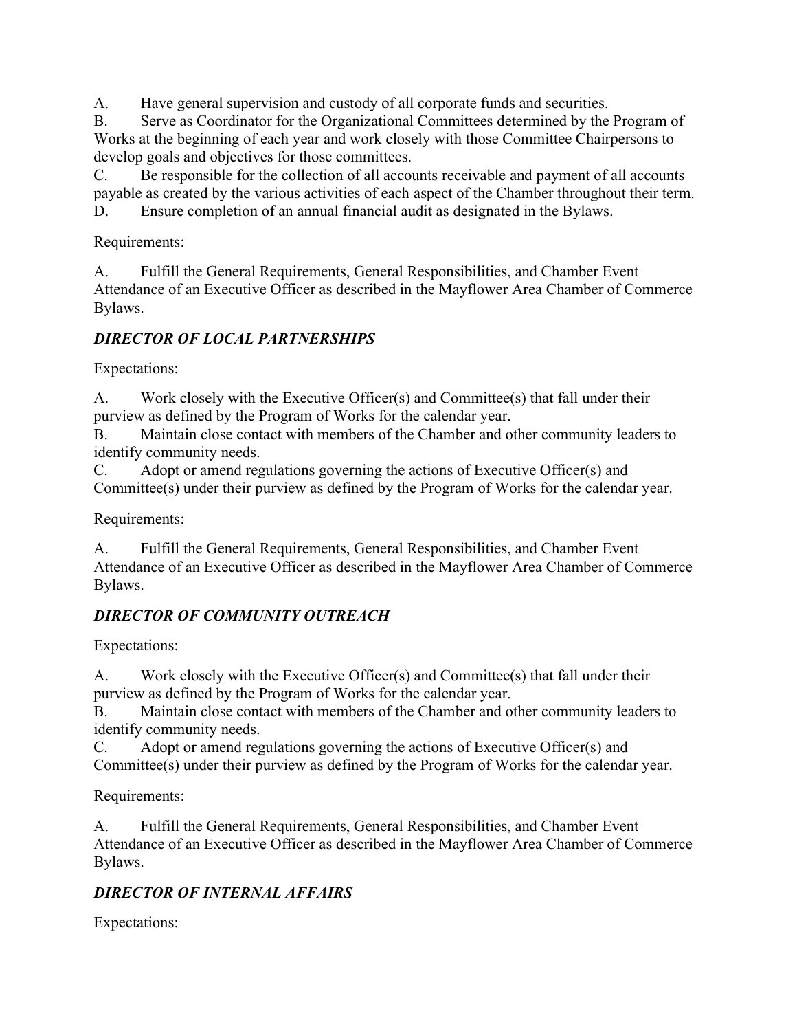A. Have general supervision and custody of all corporate funds and securities.
B. Serve as Coordinator for the Organizational Committees determined by the Program of Works at the beginning of each year and work closely with those Committee Chairpersons to develop goals and objectives for those committees.
C. Be responsible for the collection of all accounts receivable and payment of all accounts payable as created by the various activities of each aspect of the Chamber throughout their term.
D. Ensure completion of an annual financial audit as designated in the Bylaws.

Requirements:

A. Fulfill the General Requirements, General Responsibilities, and Chamber Event Attendance of an Executive Officer as described in the Mayflower Area Chamber of Commerce Bylaws.

### *DIRECTOR OF LOCAL PARTNERSHIPS*

Expectations:

A. Work closely with the Executive Officer(s) and Committee(s) that fall under their purview as defined by the Program of Works for the calendar year.
B. Maintain close contact with members of the Chamber and other community leaders to identify community needs.
C. Adopt or amend regulations governing the actions of Executive Officer(s) and Committee(s) under their purview as defined by the Program of Works for the calendar year.

Requirements:

A. Fulfill the General Requirements, General Responsibilities, and Chamber Event Attendance of an Executive Officer as described in the Mayflower Area Chamber of Commerce Bylaws.

### *DIRECTOR OF COMMUNITY OUTREACH*

Expectations:

A. Work closely with the Executive Officer(s) and Committee(s) that fall under their purview as defined by the Program of Works for the calendar year.
B. Maintain close contact with members of the Chamber and other community leaders to identify community needs.
C. Adopt or amend regulations governing the actions of Executive Officer(s) and Committee(s) under their purview as defined by the Program of Works for the calendar year.

Requirements:

A. Fulfill the General Requirements, General Responsibilities, and Chamber Event Attendance of an Executive Officer as described in the Mayflower Area Chamber of Commerce Bylaws.

### *DIRECTOR OF INTERNAL AFFAIRS*

Expectations: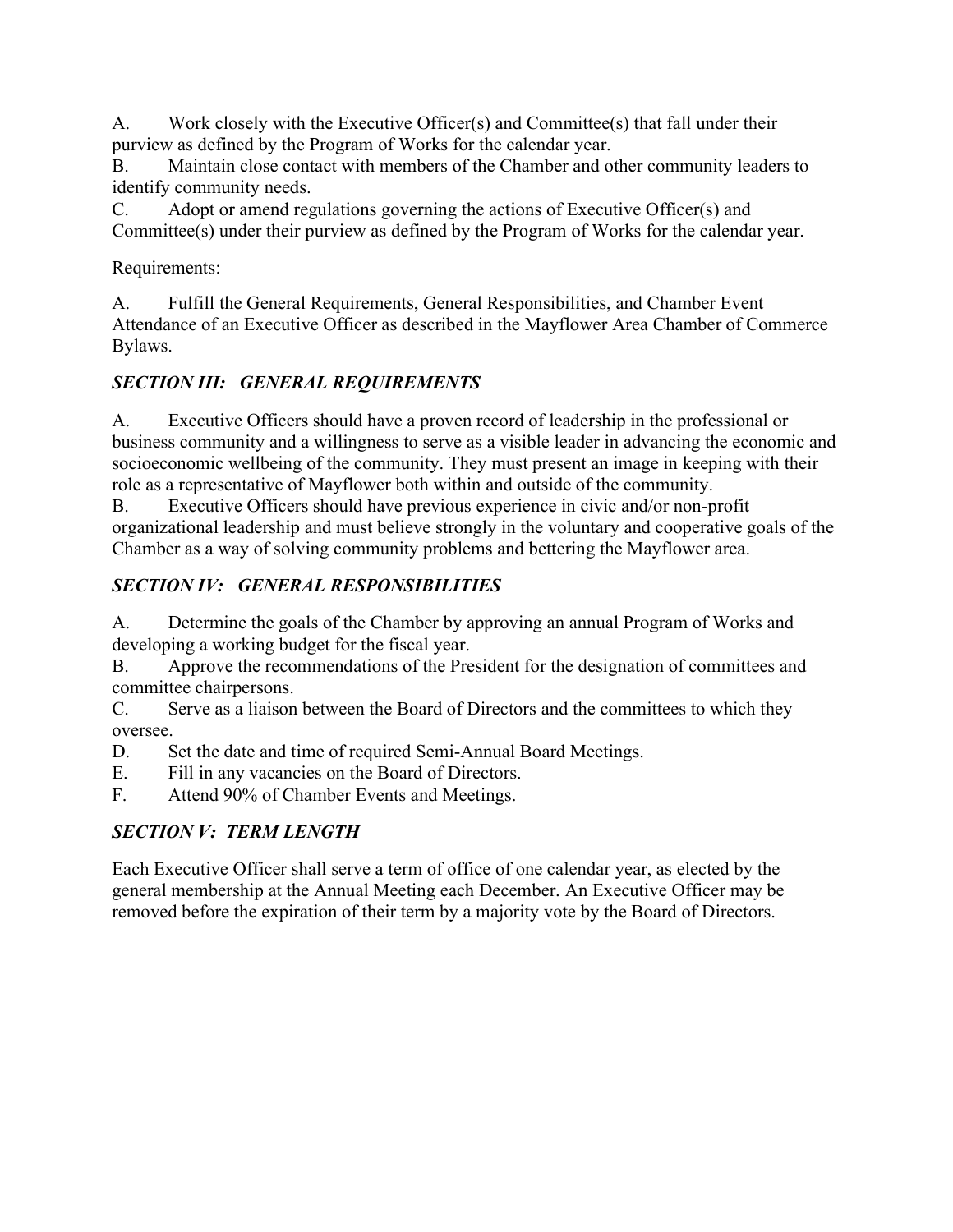A. Work closely with the Executive Officer(s) and Committee(s) that fall under their purview as defined by the Program of Works for the calendar year.
B. Maintain close contact with members of the Chamber and other community leaders to identify community needs.
C. Adopt or amend regulations governing the actions of Executive Officer(s) and Committee(s) under their purview as defined by the Program of Works for the calendar year.

Requirements:

A. Fulfill the General Requirements, General Responsibilities, and Chamber Event Attendance of an Executive Officer as described in the Mayflower Area Chamber of Commerce Bylaws.

### *SECTION III: GENERAL REQUIREMENTS*

A. Executive Officers should have a proven record of leadership in the professional or business community and a willingness to serve as a visible leader in advancing the economic and socioeconomic wellbeing of the community. They must present an image in keeping with their role as a representative of Mayflower both within and outside of the community.
B. Executive Officers should have previous experience in civic and/or non-profit organizational leadership and must believe strongly in the voluntary and cooperative goals of the Chamber as a way of solving community problems and bettering the Mayflower area.

### *SECTION IV: GENERAL RESPONSIBILITIES*

A. Determine the goals of the Chamber by approving an annual Program of Works and developing a working budget for the fiscal year.
B. Approve the recommendations of the President for the designation of committees and committee chairpersons.
C. Serve as a liaison between the Board of Directors and the committees to which they oversee.
D. Set the date and time of required Semi-Annual Board Meetings.
E. Fill in any vacancies on the Board of Directors.
F. Attend 90% of Chamber Events and Meetings.

### *SECTION V: TERM LENGTH*

Each Executive Officer shall serve a term of office of one calendar year, as elected by the general membership at the Annual Meeting each December. An Executive Officer may be removed before the expiration of their term by a majority vote by the Board of Directors.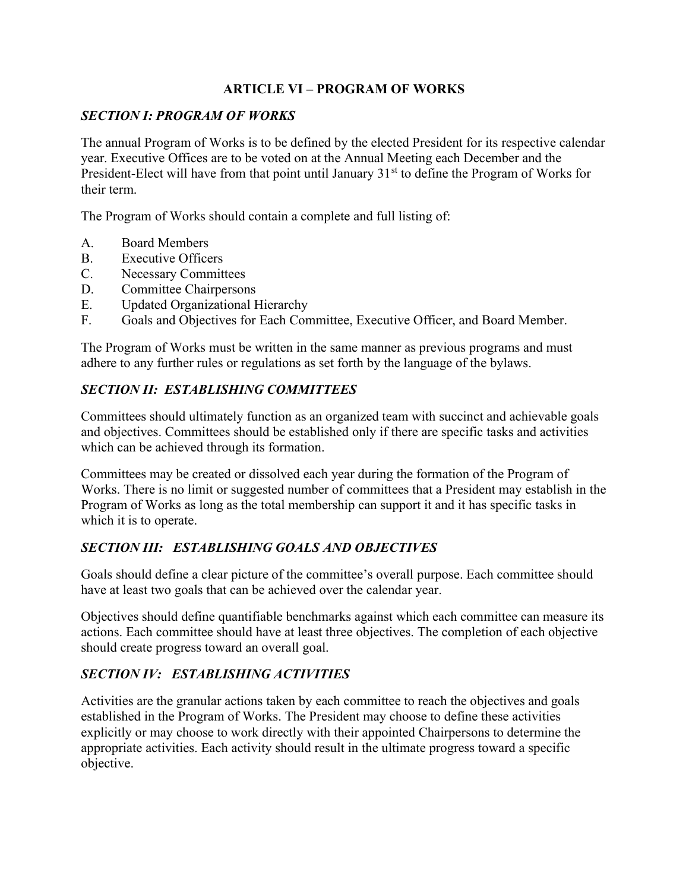## ARTICLE VI – PROGRAM OF WORKS

### *SECTION I: PROGRAM OF WORKS*

The annual Program of Works is to be defined by the elected President for its respective calendar year. Executive Offices are to be voted on at the Annual Meeting each December and the President-Elect will have from that point until January 31st to define the Program of Works for their term.

The Program of Works should contain a complete and full listing of:

A. Board Members
B. Executive Officers
C. Necessary Committees
D. Committee Chairpersons
E. Updated Organizational Hierarchy
F. Goals and Objectives for Each Committee, Executive Officer, and Board Member.

The Program of Works must be written in the same manner as previous programs and must adhere to any further rules or regulations as set forth by the language of the bylaws.

### *SECTION II: ESTABLISHING COMMITTEES*

Committees should ultimately function as an organized team with succinct and achievable goals and objectives. Committees should be established only if there are specific tasks and activities which can be achieved through its formation.

Committees may be created or dissolved each year during the formation of the Program of Works. There is no limit or suggested number of committees that a President may establish in the Program of Works as long as the total membership can support it and it has specific tasks in which it is to operate.

### *SECTION III: ESTABLISHING GOALS AND OBJECTIVES*

Goals should define a clear picture of the committee's overall purpose. Each committee should have at least two goals that can be achieved over the calendar year.

Objectives should define quantifiable benchmarks against which each committee can measure its actions. Each committee should have at least three objectives. The completion of each objective should create progress toward an overall goal.

### *SECTION IV: ESTABLISHING ACTIVITIES*

Activities are the granular actions taken by each committee to reach the objectives and goals established in the Program of Works. The President may choose to define these activities explicitly or may choose to work directly with their appointed Chairpersons to determine the appropriate activities. Each activity should result in the ultimate progress toward a specific objective.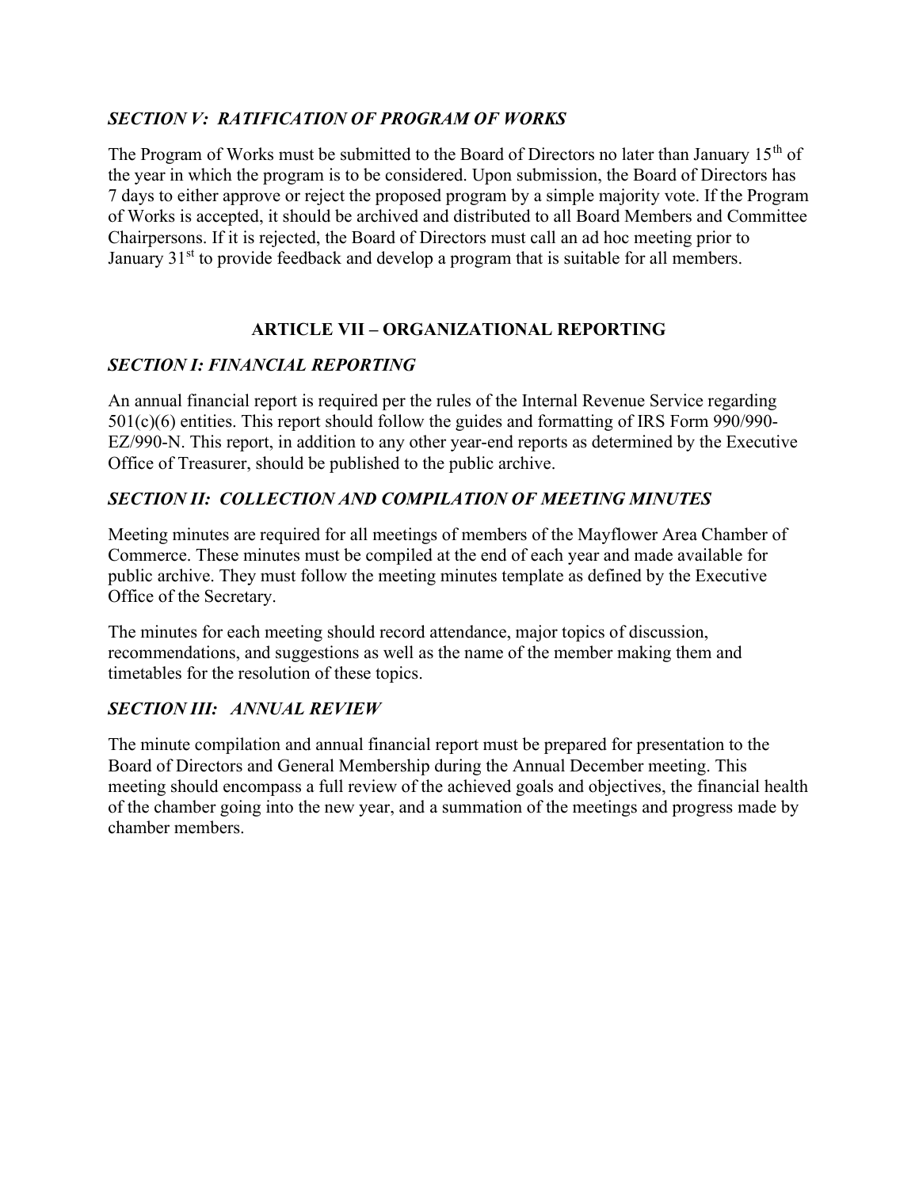### *SECTION V: RATIFICATION OF PROGRAM OF WORKS*

The Program of Works must be submitted to the Board of Directors no later than January 15th of the year in which the program is to be considered. Upon submission, the Board of Directors has 7 days to either approve or reject the proposed program by a simple majority vote. If the Program of Works is accepted, it should be archived and distributed to all Board Members and Committee Chairpersons. If it is rejected, the Board of Directors must call an ad hoc meeting prior to January 31st to provide feedback and develop a program that is suitable for all members.

## ARTICLE VII – ORGANIZATIONAL REPORTING

### *SECTION I: FINANCIAL REPORTING*

An annual financial report is required per the rules of the Internal Revenue Service regarding 501(c)(6) entities. This report should follow the guides and formatting of IRS Form 990/990-EZ/990-N. This report, in addition to any other year-end reports as determined by the Executive Office of Treasurer, should be published to the public archive.

### *SECTION II: COLLECTION AND COMPILATION OF MEETING MINUTES*

Meeting minutes are required for all meetings of members of the Mayflower Area Chamber of Commerce. These minutes must be compiled at the end of each year and made available for public archive. They must follow the meeting minutes template as defined by the Executive Office of the Secretary.

The minutes for each meeting should record attendance, major topics of discussion, recommendations, and suggestions as well as the name of the member making them and timetables for the resolution of these topics.

### *SECTION III: ANNUAL REVIEW*

The minute compilation and annual financial report must be prepared for presentation to the Board of Directors and General Membership during the Annual December meeting. This meeting should encompass a full review of the achieved goals and objectives, the financial health of the chamber going into the new year, and a summation of the meetings and progress made by chamber members.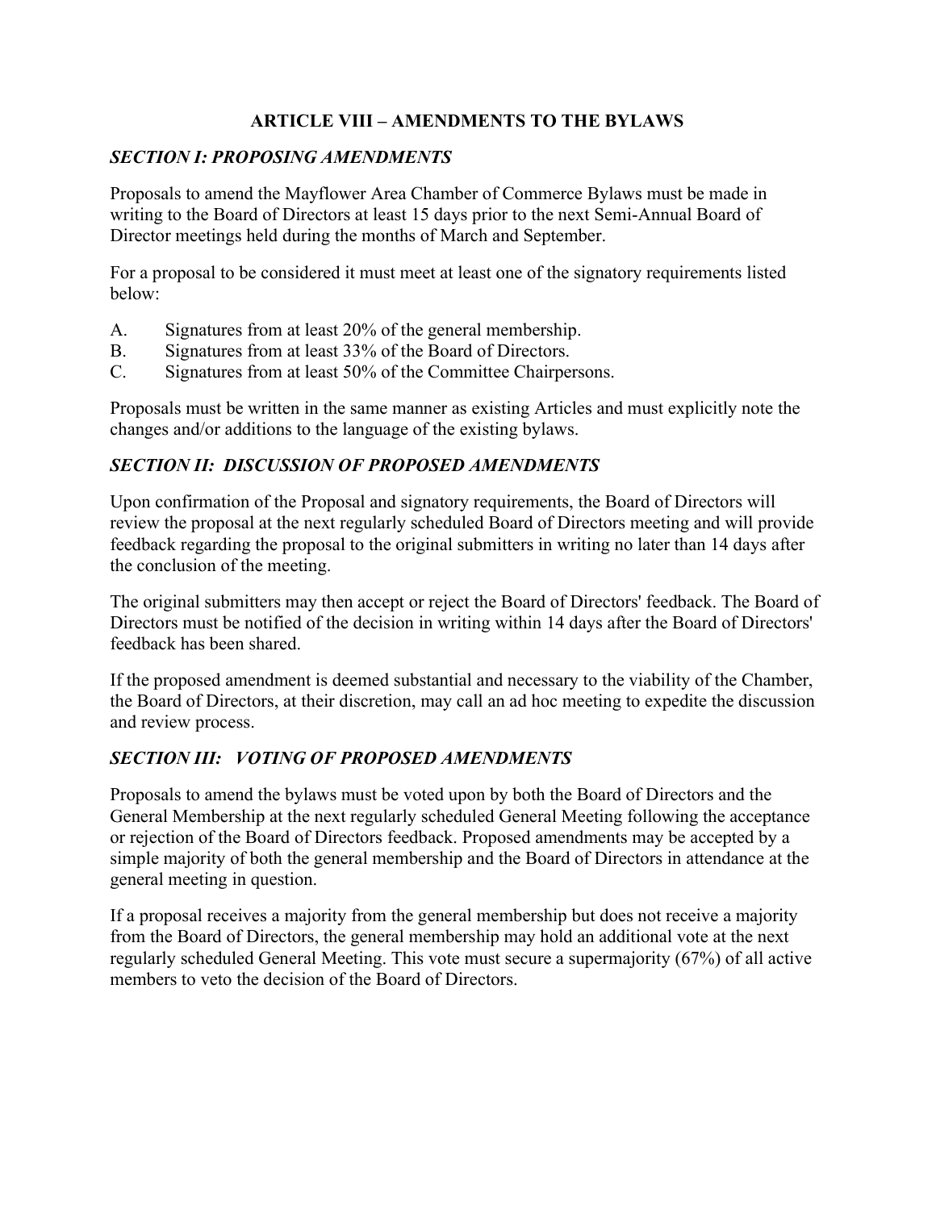## ARTICLE VIII – AMENDMENTS TO THE BYLAWS

### *SECTION I: PROPOSING AMENDMENTS*

Proposals to amend the Mayflower Area Chamber of Commerce Bylaws must be made in writing to the Board of Directors at least 15 days prior to the next Semi-Annual Board of Director meetings held during the months of March and September.

For a proposal to be considered it must meet at least one of the signatory requirements listed below:

A. Signatures from at least 20% of the general membership.
B. Signatures from at least 33% of the Board of Directors.
C. Signatures from at least 50% of the Committee Chairpersons.

Proposals must be written in the same manner as existing Articles and must explicitly note the changes and/or additions to the language of the existing bylaws.

### *SECTION II: DISCUSSION OF PROPOSED AMENDMENTS*

Upon confirmation of the Proposal and signatory requirements, the Board of Directors will review the proposal at the next regularly scheduled Board of Directors meeting and will provide feedback regarding the proposal to the original submitters in writing no later than 14 days after the conclusion of the meeting.

The original submitters may then accept or reject the Board of Directors' feedback. The Board of Directors must be notified of the decision in writing within 14 days after the Board of Directors' feedback has been shared.

If the proposed amendment is deemed substantial and necessary to the viability of the Chamber, the Board of Directors, at their discretion, may call an ad hoc meeting to expedite the discussion and review process.

### *SECTION III: VOTING OF PROPOSED AMENDMENTS*

Proposals to amend the bylaws must be voted upon by both the Board of Directors and the General Membership at the next regularly scheduled General Meeting following the acceptance or rejection of the Board of Directors feedback. Proposed amendments may be accepted by a simple majority of both the general membership and the Board of Directors in attendance at the general meeting in question.

If a proposal receives a majority from the general membership but does not receive a majority from the Board of Directors, the general membership may hold an additional vote at the next regularly scheduled General Meeting. This vote must secure a supermajority (67%) of all active members to veto the decision of the Board of Directors.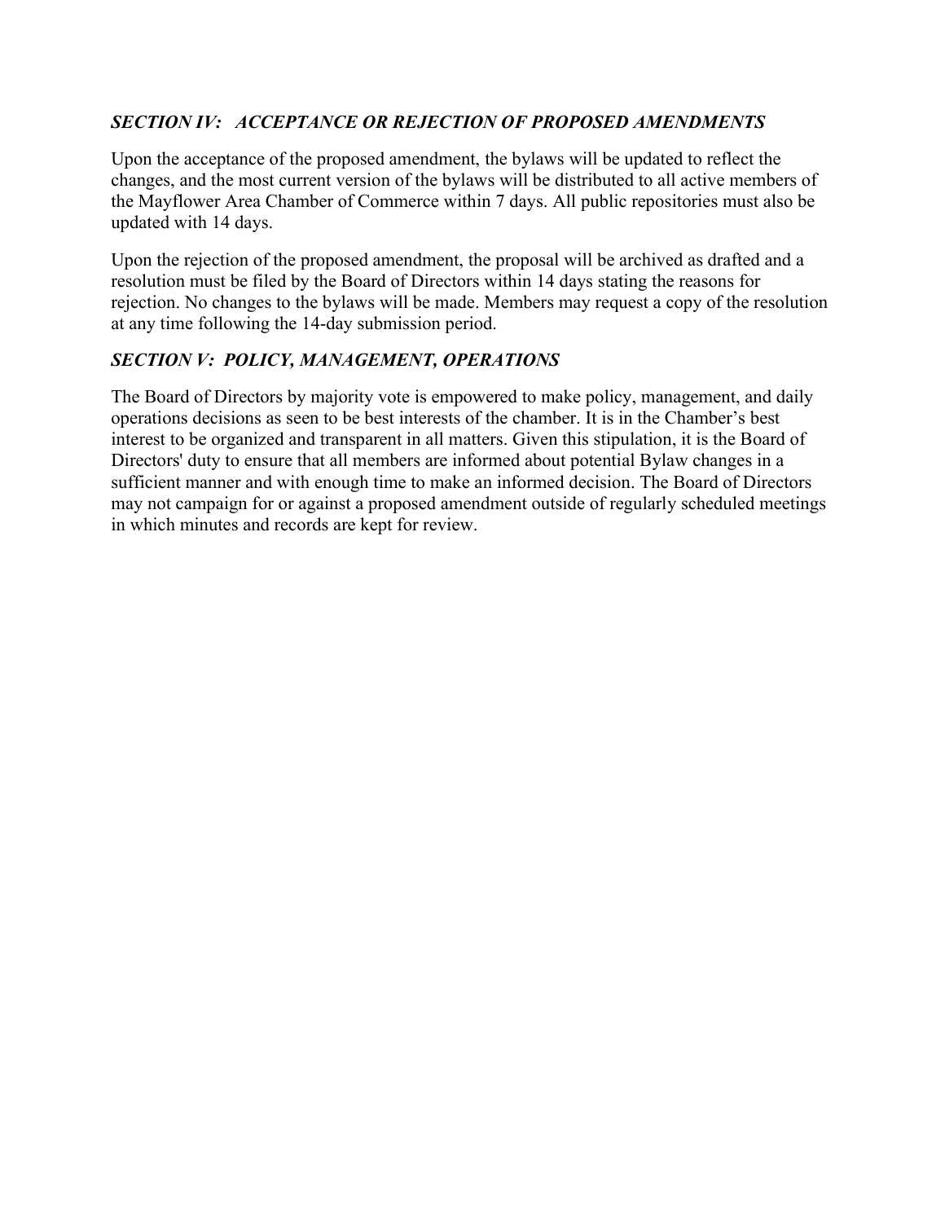### *SECTION IV: ACCEPTANCE OR REJECTION OF PROPOSED AMENDMENTS*

Upon the acceptance of the proposed amendment, the bylaws will be updated to reflect the changes, and the most current version of the bylaws will be distributed to all active members of the Mayflower Area Chamber of Commerce within 7 days. All public repositories must also be updated with 14 days.

Upon the rejection of the proposed amendment, the proposal will be archived as drafted and a resolution must be filed by the Board of Directors within 14 days stating the reasons for rejection. No changes to the bylaws will be made. Members may request a copy of the resolution at any time following the 14-day submission period.

### *SECTION V: POLICY, MANAGEMENT, OPERATIONS*

The Board of Directors by majority vote is empowered to make policy, management, and daily operations decisions as seen to be best interests of the chamber. It is in the Chamber's best interest to be organized and transparent in all matters. Given this stipulation, it is the Board of Directors' duty to ensure that all members are informed about potential Bylaw changes in a sufficient manner and with enough time to make an informed decision. The Board of Directors may not campaign for or against a proposed amendment outside of regularly scheduled meetings in which minutes and records are kept for review.